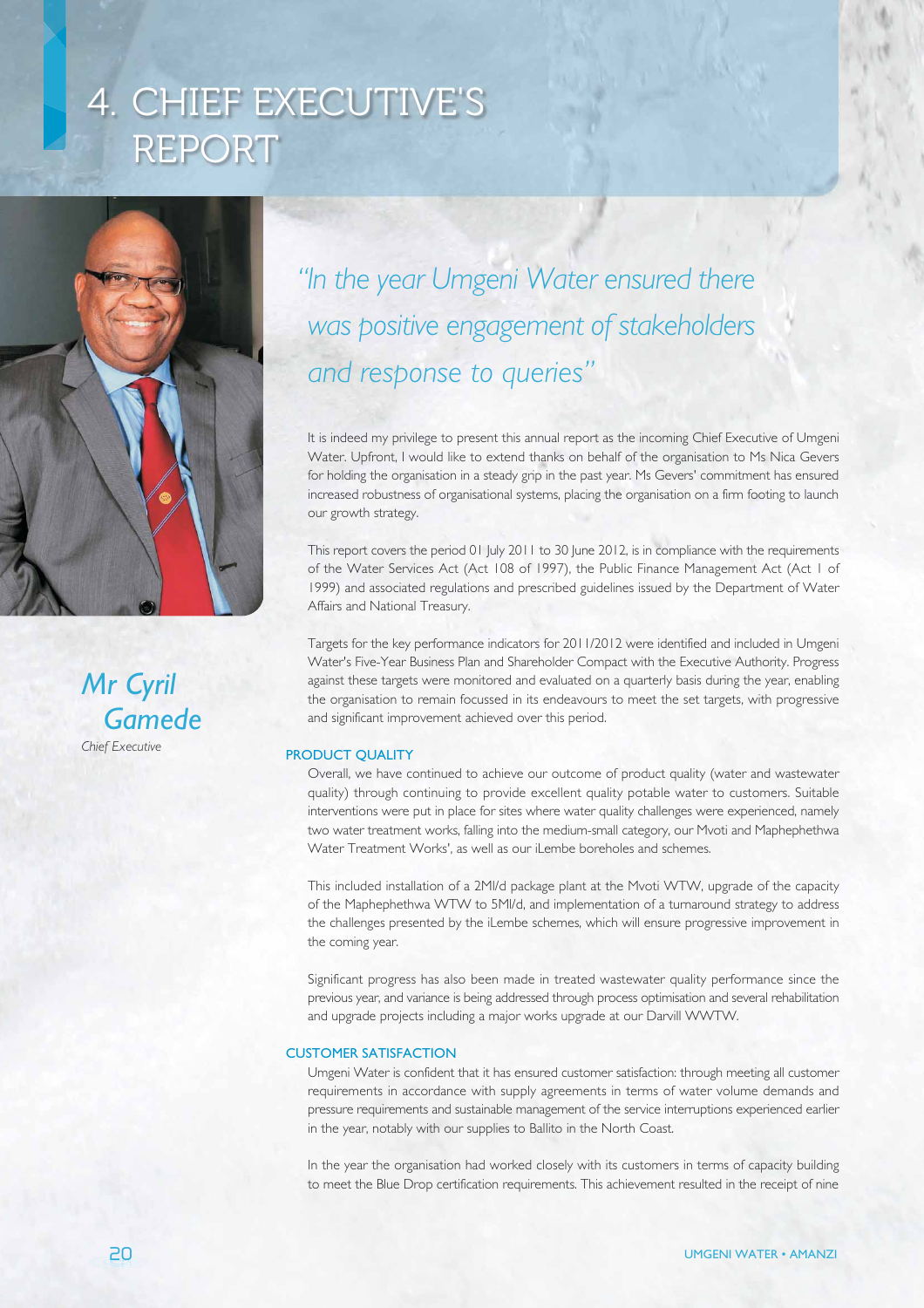# 4. CHIEF EXECUTIVE'S REPORT

*Mr Cyril Gamede*

*Chief Executive*

*"In the year Umgeni Water ensured there was positive engagement of stakeholders and response to queries"*

It is indeed my privilege to present this annual report as the incoming Chief Executive of Umgeni Water. Upfront, I would like to extend thanks on behalf of the organisation to Ms Nica Gevers for holding the organisation in a steady grip in the past year. Ms Gevers' commitment has ensured increased robustness of organisational systems, placing the organisation on a firm footing to launch our growth strategy.

This report covers the period 01 July 2011 to 30 June 2012, is in compliance with the requirements of the Water Services Act (Act 108 of 1997), the Public Finance Management Act (Act 1 of 1999) and associated regulations and prescribed guidelines issued by the Department of Water Affairs and National Treasury.

Targets for the key performance indicators for 2011/2012 were identified and included in Umgeni Water's Five-Year Business Plan and Shareholder Compact with the Executive Authority. Progress against these targets were monitored and evaluated on a quarterly basis during the year, enabling the organisation to remain focussed in its endeavours to meet the set targets, with progressive and significant improvement achieved over this period.

## PRODUCT QUALITY

Overall, we have continued to achieve our outcome of product quality (water and wastewater quality) through continuing to provide excellent quality potable water to customers. Suitable interventions were put in place for sites where water quality challenges were experienced, namely two water treatment works, falling into the medium-small category, our Mvoti and Maphephethwa Water Treatment Works', as well as our iLembe boreholes and schemes.

This included installation of a 2Ml/d package plant at the Mvoti WTW, upgrade of the capacity of the Maphephethwa WTW to 5Ml/d, and implementation of a turnaround strategy to address the challenges presented by the iLembe schemes, which will ensure progressive improvement in the coming year.

Significant progress has also been made in treated wastewater quality performance since the previous year, and variance is being addressed through process optimisation and several rehabilitation and upgrade projects including a major works upgrade at our Darvill WWTW.

## CUSTOMER SATISFACTION

Umgeni Water is confident that it has ensured customer satisfaction: through meeting all customer requirements in accordance with supply agreements in terms of water volume demands and pressure requirements and sustainable management of the service interruptions experienced earlier in the year, notably with our supplies to Ballito in the North Coast.

In the year the organisation had worked closely with its customers in terms of capacity building to meet the Blue Drop certification requirements. This achievement resulted in the receipt of nine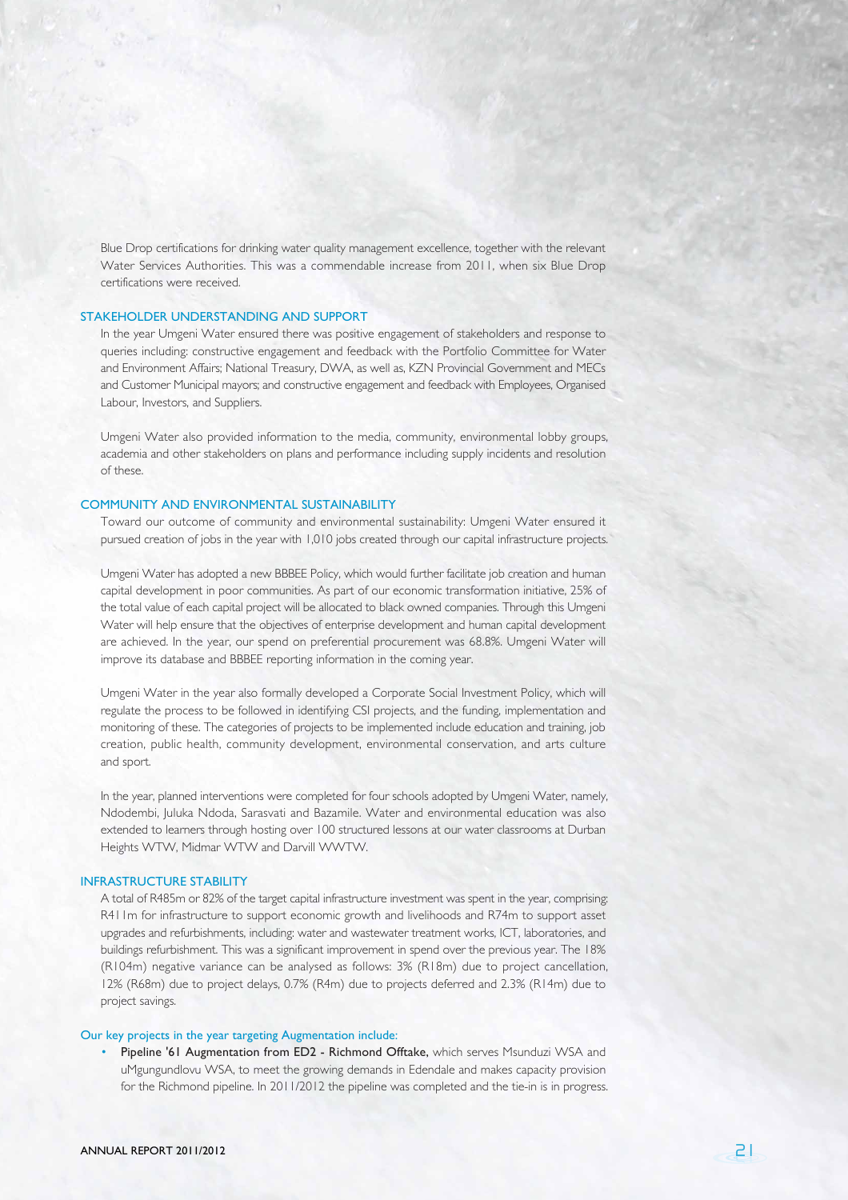Blue Drop certifications for drinking water quality management excellence, together with the relevant Water Services Authorities. This was a commendable increase from 2011, when six Blue Drop certifications were received.

## STAKEHOLDER UNDERSTANDING AND SUPPORT

In the year Umgeni Water ensured there was positive engagement of stakeholders and response to queries including: constructive engagement and feedback with the Portfolio Committee for Water and Environment Affairs; National Treasury, DWA, as well as, KZN Provincial Government and MECs and Customer Municipal mayors; and constructive engagement and feedback with Employees, Organised Labour, Investors, and Suppliers.

Umgeni Water also provided information to the media, community, environmental lobby groups, academia and other stakeholders on plans and performance including supply incidents and resolution of these.

## COMMUNITY AND ENVIRONMENTAL SUSTAINABILITY

Toward our outcome of community and environmental sustainability: Umgeni Water ensured it pursued creation of jobs in the year with 1,010 jobs created through our capital infrastructure projects.

Umgeni Water has adopted a new BBBEE Policy, which would further facilitate job creation and human capital development in poor communities. As part of our economic transformation initiative, 25% of the total value of each capital project will be allocated to black owned companies. Through this Umgeni Water will help ensure that the objectives of enterprise development and human capital development are achieved. In the year, our spend on preferential procurement was 68.8%. Umgeni Water will improve its database and BBBEE reporting information in the coming year.

Umgeni Water in the year also formally developed a Corporate Social Investment Policy, which will regulate the process to be followed in identifying CSI projects, and the funding, implementation and monitoring of these. The categories of projects to be implemented include education and training, job creation, public health, community development, environmental conservation, and arts culture and sport.

In the year, planned interventions were completed for four schools adopted by Umgeni Water, namely, Ndodembi, Juluka Ndoda, Sarasvati and Bazamile. Water and environmental education was also extended to learners through hosting over 100 structured lessons at our water classrooms at Durban Heights WTW, Midmar WTW and Darvill WWTW.

## INFRASTRUCTURE STABILITY

A total of R485m or 82% of the target capital infrastructure investment was spent in the year, comprising: R411m for infrastructure to support economic growth and livelihoods and R74m to support asset upgrades and refurbishments, including: water and wastewater treatment works, ICT, laboratories, and buildings refurbishment. This was a significant improvement in spend over the previous year. The 18% (R104m) negative variance can be analysed as follows: 3% (R18m) due to project cancellation, 12% (R68m) due to project delays, 0.7% (R4m) due to projects deferred and 2.3% (R14m) due to project savings.

### Our key projects in the year targeting Augmentation include:

- **Pipeline '61 Augmentation from ED2 - Richmond Offtake,** which serves Msunduzi WSA and uMgungundlovu WSA, to meet the growing demands in Edendale and makes capacity provision for the Richmond pipeline. In 2011/2012 the pipeline was completed and the tie-in is in progress.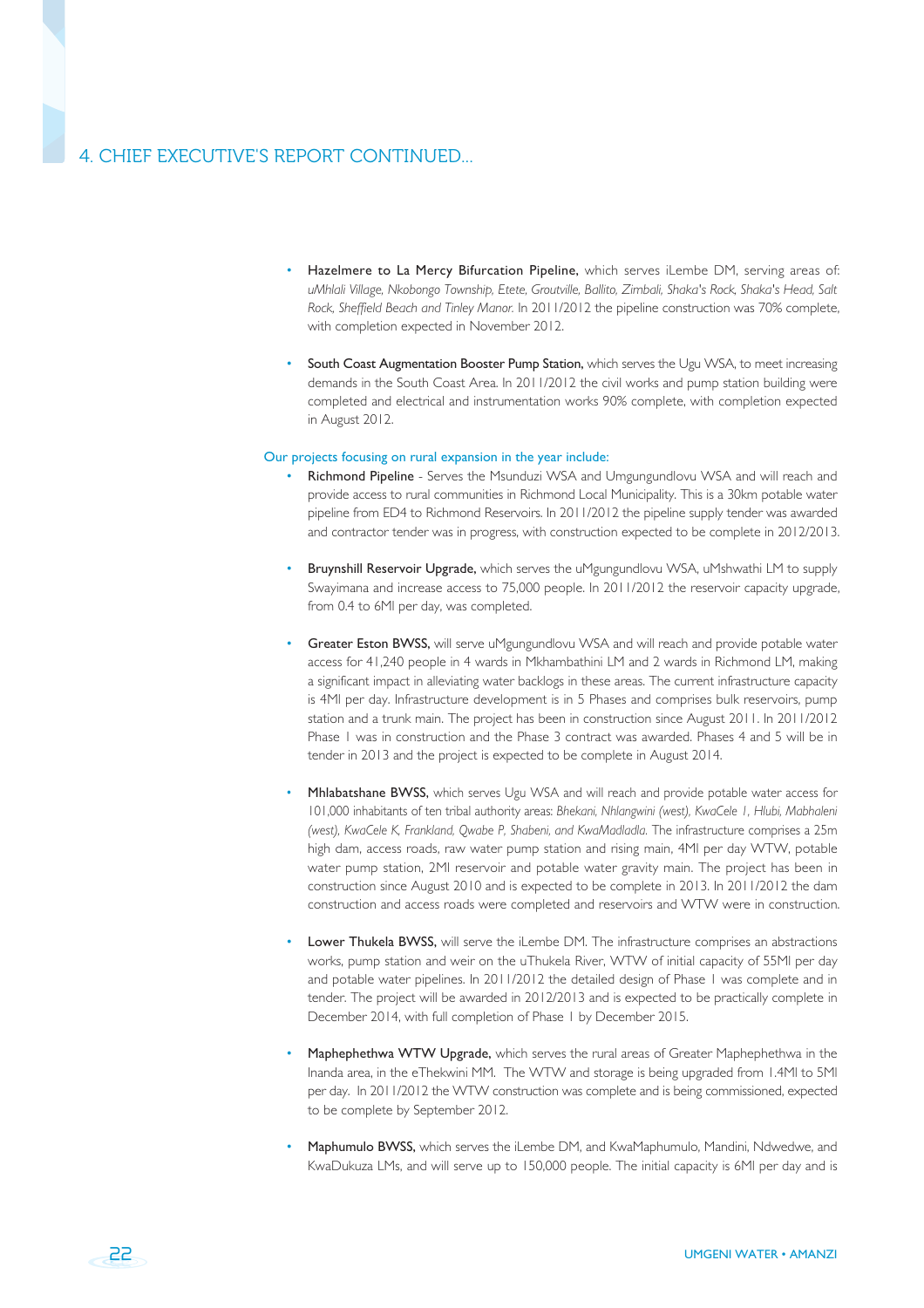## 4. CHIEF EXECUTIVE'S REPORT CONTINUED...

- **Hazelmere to La Mercy Bifurcation Pipeline,** which serves iLembe DM, serving areas of: *uMhlali Village, Nkobongo Township, Etete, Groutville, Ballito, Zimbali, Shaka's Rock, Shaka's Head, Salt Rock, Sheffield Beach and Tinley Manor.* In 2011/2012 the pipeline construction was 70% complete, with completion expected in November 2012.

- **South Coast Augmentation Booster Pump Station,** which serves the Ugu WSA, to meet increasing demands in the South Coast Area. In 2011/2012 the civil works and pump station building were completed and electrical and instrumentation works 90% complete, with completion expected in August 2012.

Our projects focusing on rural expansion in the year include:

- **Richmond Pipeline** - Serves the Msunduzi WSA and Umgungundlovu WSA and will reach and provide access to rural communities in Richmond Local Municipality. This is a 30km potable water pipeline from ED4 to Richmond Reservoirs. In 2011/2012 the pipeline supply tender was awarded and contractor tender was in progress, with construction expected to be complete in 2012/2013.

- **Bruynshill Reservoir Upgrade,** which serves the uMgungundlovu WSA, uMshwathi LM to supply Swayimana and increase access to 75,000 people. In 2011/2012 the reservoir capacity upgrade, from 0.4 to 6Ml per day, was completed.

- **Greater Eston BWSS,** will serve uMgungundlovu WSA and will reach and provide potable water access for 41,240 people in 4 wards in Mkhambathini LM and 2 wards in Richmond LM, making a significant impact in alleviating water backlogs in these areas. The current infrastructure capacity is 4Ml per day. Infrastructure development is in 5 Phases and comprises bulk reservoirs, pump station and a trunk main. The project has been in construction since August 2011. In 2011/2012 Phase 1 was in construction and the Phase 3 contract was awarded. Phases 4 and 5 will be in tender in 2013 and the project is expected to be complete in August 2014.

- **Mhlabatshane BWSS,** which serves Ugu WSA and will reach and provide potable water access for 101,000 inhabitants of ten tribal authority areas: *Bhekani, Nhlangwini (west), KwaCele 1, Hlubi, Mabhaleni (west), KwaCele K, Frankland, Qwabe P, Shabeni, and KwaMadladla.* The infrastructure comprises a 25m high dam, access roads, raw water pump station and rising main, 4Ml per day WTW, potable water pump station, 2Ml reservoir and potable water gravity main. The project has been in construction since August 2010 and is expected to be complete in 2013. In 2011/2012 the dam construction and access roads were completed and reservoirs and WTW were in construction.

- **Lower Thukela BWSS,** will serve the iLembe DM. The infrastructure comprises an abstractions works, pump station and weir on the uThukela River, WTW of initial capacity of 55Ml per day and potable water pipelines. In 2011/2012 the detailed design of Phase 1 was complete and in tender. The project will be awarded in 2012/2013 and is expected to be practically complete in December 2014, with full completion of Phase 1 by December 2015.

- **Maphephethwa WTW Upgrade,** which serves the rural areas of Greater Maphephethwa in the Inanda area, in the eThekwini MM. The WTW and storage is being upgraded from 1.4Ml to 5Ml per day. In 2011/2012 the WTW construction was complete and is being commissioned, expected to be complete by September 2012.

- **Maphumulo BWSS,** which serves the iLembe DM, and KwaMaphumulo, Mandini, Ndwedwe, and KwaDukuza LMs, and will serve up to 150,000 people. The initial capacity is 6Ml per day and is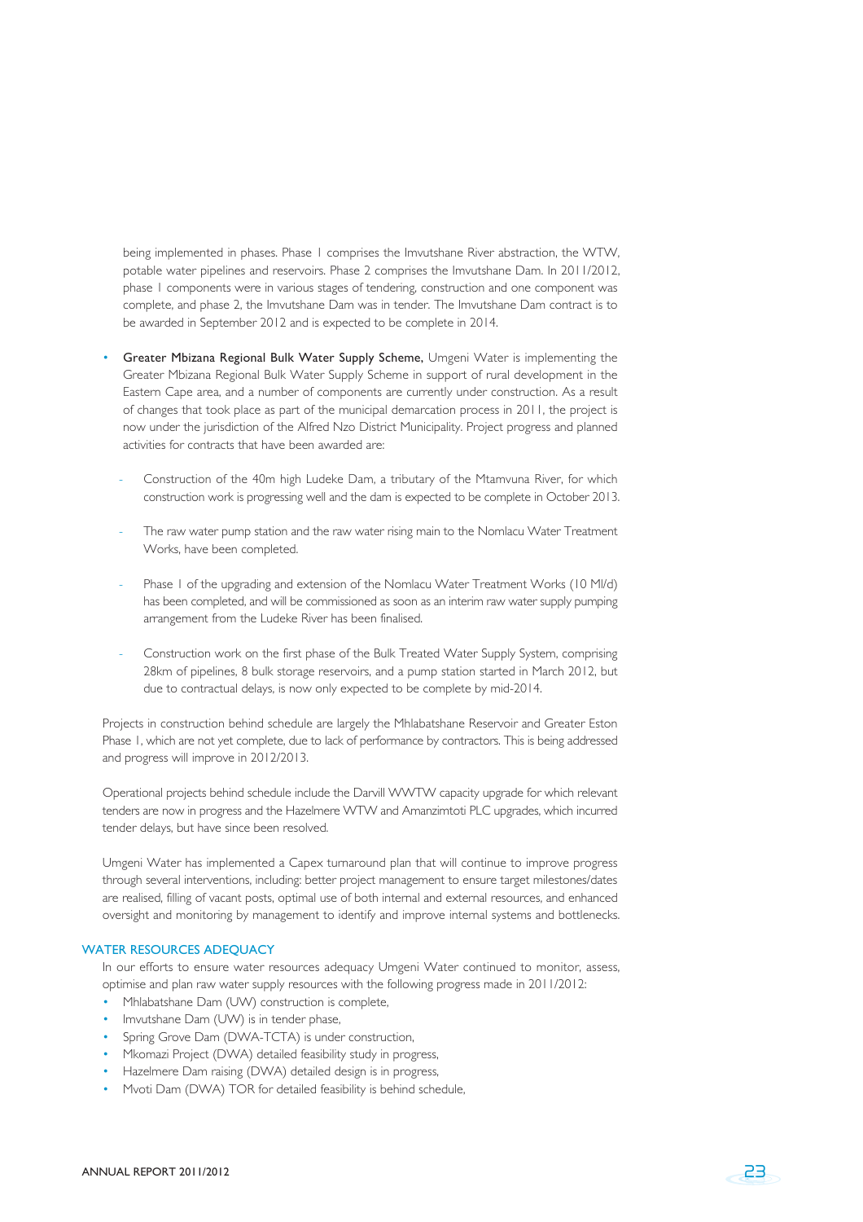being implemented in phases. Phase 1 comprises the Imvutshane River abstraction, the WTW, potable water pipelines and reservoirs. Phase 2 comprises the Imvutshane Dam. In 2011/2012, phase 1 components were in various stages of tendering, construction and one component was complete, and phase 2, the Imvutshane Dam was in tender. The Imvutshane Dam contract is to be awarded in September 2012 and is expected to be complete in 2014.

- **Greater Mbizana Regional Bulk Water Supply Scheme,** Umgeni Water is implementing the Greater Mbizana Regional Bulk Water Supply Scheme in support of rural development in the Eastern Cape area, and a number of components are currently under construction. As a result of changes that took place as part of the municipal demarcation process in 2011, the project is now under the jurisdiction of the Alfred Nzo District Municipality. Project progress and planned activities for contracts that have been awarded are:
  - Construction of the 40m high Ludeke Dam, a tributary of the Mtamvuna River, for which construction work is progressing well and the dam is expected to be complete in October 2013.
  - The raw water pump station and the raw water rising main to the Nomlacu Water Treatment Works, have been completed.
  - Phase 1 of the upgrading and extension of the Nomlacu Water Treatment Works (10 Ml/d) has been completed, and will be commissioned as soon as an interim raw water supply pumping arrangement from the Ludeke River has been finalised.
  - Construction work on the first phase of the Bulk Treated Water Supply System, comprising 28km of pipelines, 8 bulk storage reservoirs, and a pump station started in March 2012, but due to contractual delays, is now only expected to be complete by mid-2014.

Projects in construction behind schedule are largely the Mhlabatshane Reservoir and Greater Eston Phase 1, which are not yet complete, due to lack of performance by contractors. This is being addressed and progress will improve in 2012/2013.

Operational projects behind schedule include the Darvill WWTW capacity upgrade for which relevant tenders are now in progress and the Hazelmere WTW and Amanzimtoti PLC upgrades, which incurred tender delays, but have since been resolved.

Umgeni Water has implemented a Capex turnaround plan that will continue to improve progress through several interventions, including: better project management to ensure target milestones/dates are realised, filling of vacant posts, optimal use of both internal and external resources, and enhanced oversight and monitoring by management to identify and improve internal systems and bottlenecks.

## WATER RESOURCES ADEQUACY

In our efforts to ensure water resources adequacy Umgeni Water continued to monitor, assess, optimise and plan raw water supply resources with the following progress made in 2011/2012:

- Mhlabatshane Dam (UW) construction is complete,
- Imvutshane Dam (UW) is in tender phase,
- Spring Grove Dam (DWA-TCTA) is under construction,
- Mkomazi Project (DWA) detailed feasibility study in progress,
- Hazelmere Dam raising (DWA) detailed design is in progress,
- Mvoti Dam (DWA) TOR for detailed feasibility is behind schedule,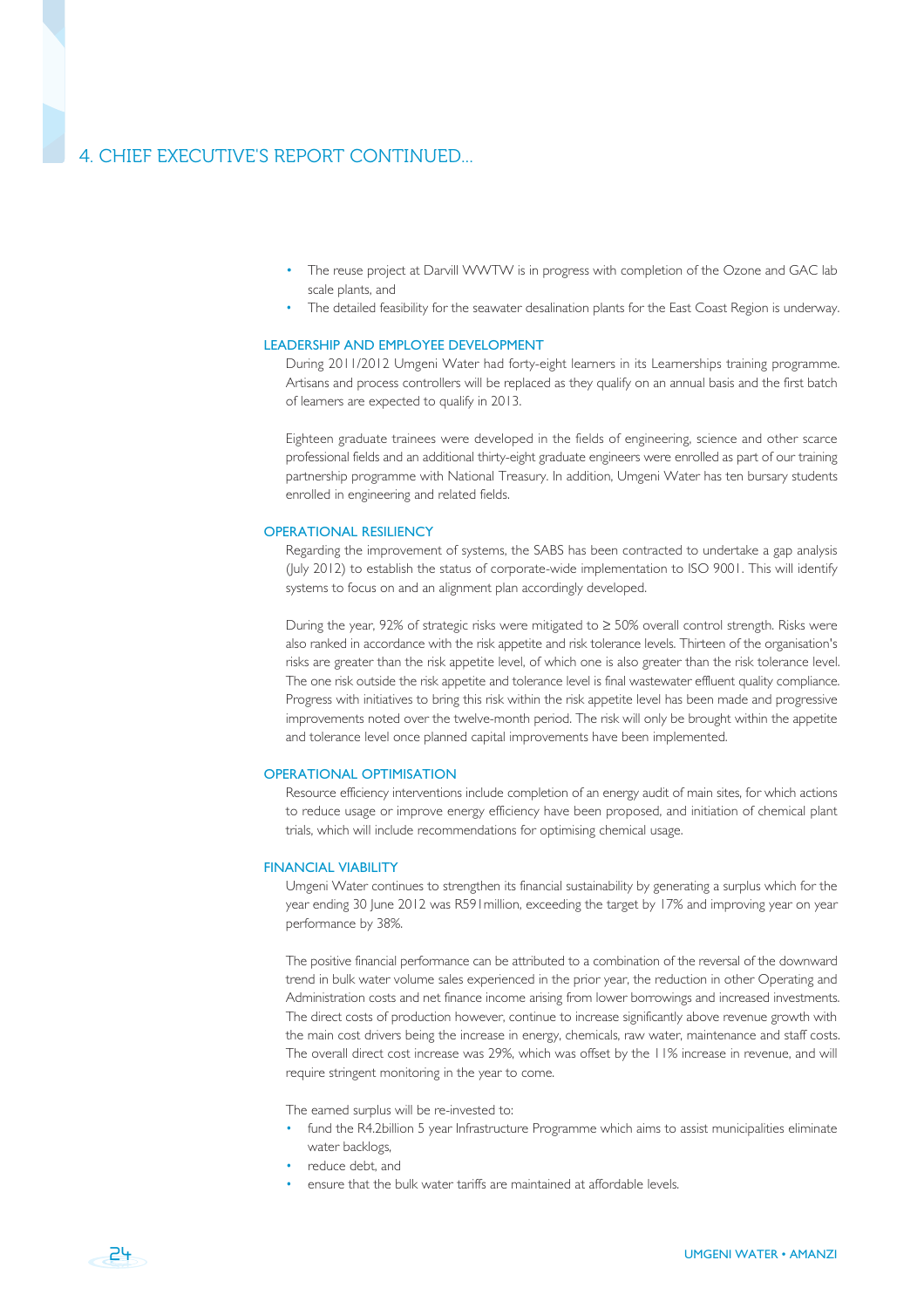- The reuse project at Darvill WWTW is in progress with completion of the Ozone and GAC lab scale plants, and
- The detailed feasibility for the seawater desalination plants for the East Coast Region is underway.

## LEADERSHIP AND EMPLOYEE DEVELOPMENT

During 2011/2012 Umgeni Water had forty-eight learners in its Learnerships training programme. Artisans and process controllers will be replaced as they qualify on an annual basis and the first batch of learners are expected to qualify in 2013.

Eighteen graduate trainees were developed in the fields of engineering, science and other scarce professional fields and an additional thirty-eight graduate engineers were enrolled as part of our training partnership programme with National Treasury. In addition, Umgeni Water has ten bursary students enrolled in engineering and related fields.

## OPERATIONAL RESILIENCY

Regarding the improvement of systems, the SABS has been contracted to undertake a gap analysis (July 2012) to establish the status of corporate-wide implementation to ISO 9001. This will identify systems to focus on and an alignment plan accordingly developed.

During the year, 92% of strategic risks were mitigated to ≥ 50% overall control strength. Risks were also ranked in accordance with the risk appetite and risk tolerance levels. Thirteen of the organisation's risks are greater than the risk appetite level, of which one is also greater than the risk tolerance level. The one risk outside the risk appetite and tolerance level is final wastewater effluent quality compliance. Progress with initiatives to bring this risk within the risk appetite level has been made and progressive improvements noted over the twelve-month period. The risk will only be brought within the appetite and tolerance level once planned capital improvements have been implemented.

## OPERATIONAL OPTIMISATION

Resource efficiency interventions include completion of an energy audit of main sites, for which actions to reduce usage or improve energy efficiency have been proposed, and initiation of chemical plant trials, which will include recommendations for optimising chemical usage.

## FINANCIAL VIABILITY

Umgeni Water continues to strengthen its financial sustainability by generating a surplus which for the year ending 30 June 2012 was R591million, exceeding the target by 17% and improving year on year performance by 38%.

The positive financial performance can be attributed to a combination of the reversal of the downward trend in bulk water volume sales experienced in the prior year, the reduction in other Operating and Administration costs and net finance income arising from lower borrowings and increased investments. The direct costs of production however, continue to increase significantly above revenue growth with the main cost drivers being the increase in energy, chemicals, raw water, maintenance and staff costs. The overall direct cost increase was 29%, which was offset by the 11% increase in revenue, and will require stringent monitoring in the year to come.

The earned surplus will be re-invested to:

- fund the R4.2billion 5 year Infrastructure Programme which aims to assist municipalities eliminate water backlogs,
- reduce debt, and
- ensure that the bulk water tariffs are maintained at affordable levels.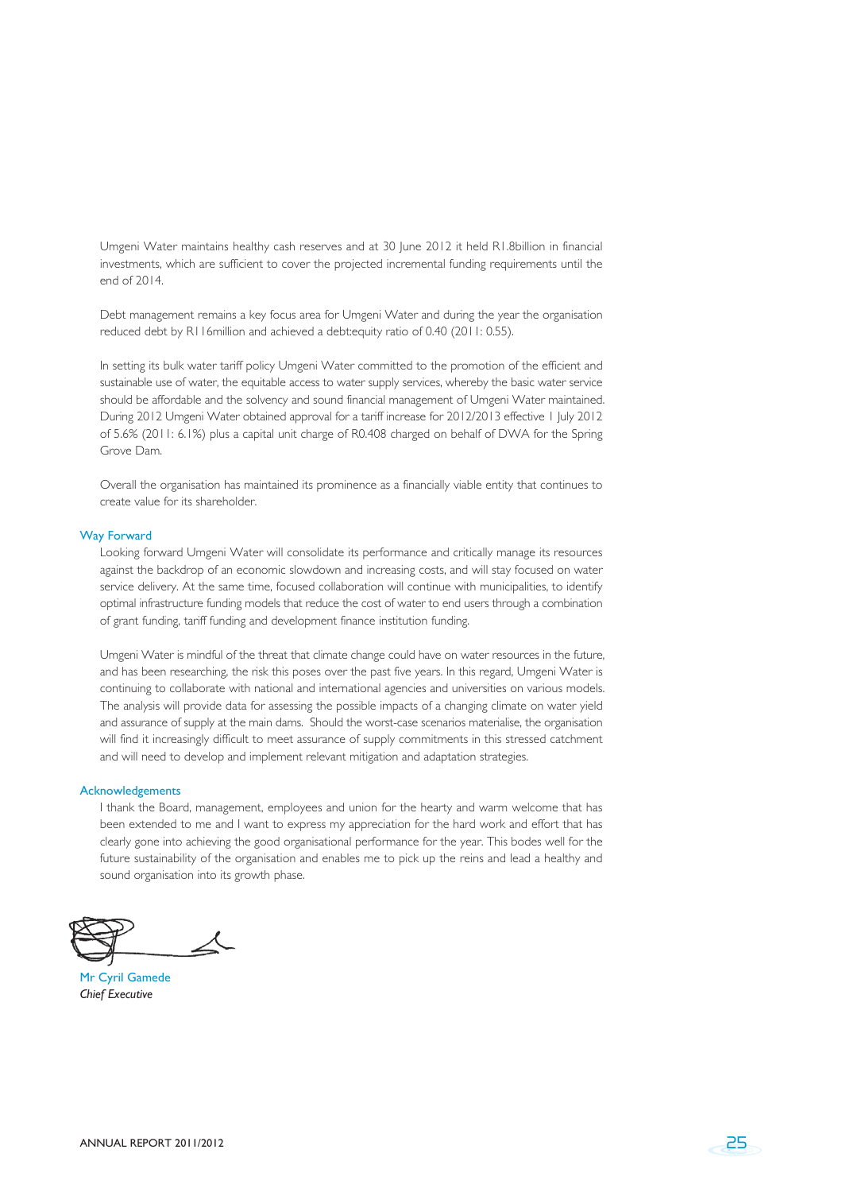Umgeni Water maintains healthy cash reserves and at 30 June 2012 it held R1.8billion in financial investments, which are sufficient to cover the projected incremental funding requirements until the end of 2014.

Debt management remains a key focus area for Umgeni Water and during the year the organisation reduced debt by R116million and achieved a debt:equity ratio of 0.40 (2011: 0.55).

In setting its bulk water tariff policy Umgeni Water committed to the promotion of the efficient and sustainable use of water, the equitable access to water supply services, whereby the basic water service should be affordable and the solvency and sound financial management of Umgeni Water maintained. During 2012 Umgeni Water obtained approval for a tariff increase for 2012/2013 effective 1 July 2012 of 5.6% (2011: 6.1%) plus a capital unit charge of R0.408 charged on behalf of DWA for the Spring Grove Dam.

Overall the organisation has maintained its prominence as a financially viable entity that continues to create value for its shareholder.

### Way Forward

Looking forward Umgeni Water will consolidate its performance and critically manage its resources against the backdrop of an economic slowdown and increasing costs, and will stay focused on water service delivery. At the same time, focused collaboration will continue with municipalities, to identify optimal infrastructure funding models that reduce the cost of water to end users through a combination of grant funding, tariff funding and development finance institution funding.

Umgeni Water is mindful of the threat that climate change could have on water resources in the future, and has been researching, the risk this poses over the past five years. In this regard, Umgeni Water is continuing to collaborate with national and international agencies and universities on various models. The analysis will provide data for assessing the possible impacts of a changing climate on water yield and assurance of supply at the main dams. Should the worst-case scenarios materialise, the organisation will find it increasingly difficult to meet assurance of supply commitments in this stressed catchment and will need to develop and implement relevant mitigation and adaptation strategies.

### Acknowledgements

I thank the Board, management, employees and union for the hearty and warm welcome that has been extended to me and I want to express my appreciation for the hard work and effort that has clearly gone into achieving the good organisational performance for the year. This bodes well for the future sustainability of the organisation and enables me to pick up the reins and lead a healthy and sound organisation into its growth phase.

Mr Cyril Gamede
*Chief Executive*